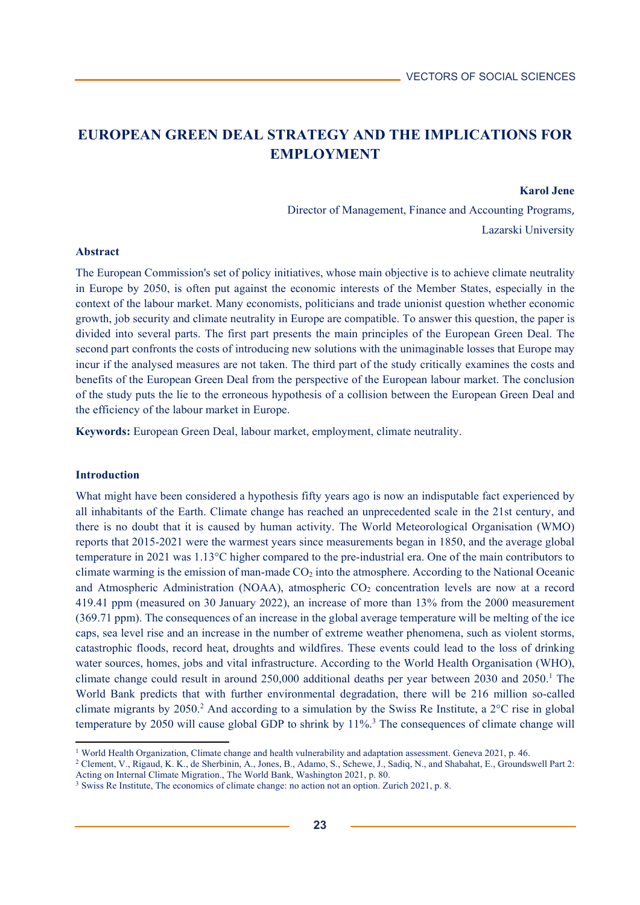# EUROPEAN GREEN DEAL STRATEGY AND THE IMPLICATIONS FOR EMPLOYMENT

**Karol Jene**

Director of Management, Finance and Accounting Programs,

Lazarski University

**Abstract**

The European Commission's set of policy initiatives, whose main objective is to achieve climate neutrality in Europe by 2050, is often put against the economic interests of the Member States, especially in the context of the labour market. Many economists, politicians and trade unionist question whether economic growth, job security and climate neutrality in Europe are compatible. To answer this question, the paper is divided into several parts. The first part presents the main principles of the European Green Deal. The second part confronts the costs of introducing new solutions with the unimaginable losses that Europe may incur if the analysed measures are not taken. The third part of the study critically examines the costs and benefits of the European Green Deal from the perspective of the European labour market. The conclusion of the study puts the lie to the erroneous hypothesis of a collision between the European Green Deal and the efficiency of the labour market in Europe.

**Keywords:** European Green Deal, labour market, employment, climate neutrality.

**Introduction**

What might have been considered a hypothesis fifty years ago is now an indisputable fact experienced by all inhabitants of the Earth. Climate change has reached an unprecedented scale in the 21st century, and there is no doubt that it is caused by human activity. The World Meteorological Organisation (WMO) reports that 2015-2021 were the warmest years since measurements began in 1850, and the average global temperature in 2021 was 1.13°C higher compared to the pre-industrial era. One of the main contributors to climate warming is the emission of man-made $CO_2$ into the atmosphere. According to the National Oceanic and Atmospheric Administration (NOAA), atmospheric $CO_2$ concentration levels are now at a record 419.41 ppm (measured on 30 January 2022), an increase of more than 13% from the 2000 measurement (369.71 ppm). The consequences of an increase in the global average temperature will be melting of the ice caps, sea level rise and an increase in the number of extreme weather phenomena, such as violent storms, catastrophic floods, record heat, droughts and wildfires. These events could lead to the loss of drinking water sources, homes, jobs and vital infrastructure. According to the World Health Organisation (WHO), climate change could result in around 250,000 additional deaths per year between 2030 and 2050.[1] The World Bank predicts that with further environmental degradation, there will be 216 million so-called climate migrants by 2050.[2] And according to a simulation by the Swiss Re Institute, a 2°C rise in global temperature by 2050 will cause global GDP to shrink by 11%.[3] The consequences of climate change will

---

[1] World Health Organization, Climate change and health vulnerability and adaptation assessment. Geneva 2021, p. 46.

[2] Clement, V., Rigaud, K. K., de Sherbinin, A., Jones, B., Adamo, S., Schewe, J., Sadiq, N., and Shabahat, E., Groundswell Part 2: Acting on Internal Climate Migration., The World Bank, Washington 2021, p. 80.

[3] Swiss Re Institute, The economics of climate change: no action not an option. Zurich 2021, p. 8.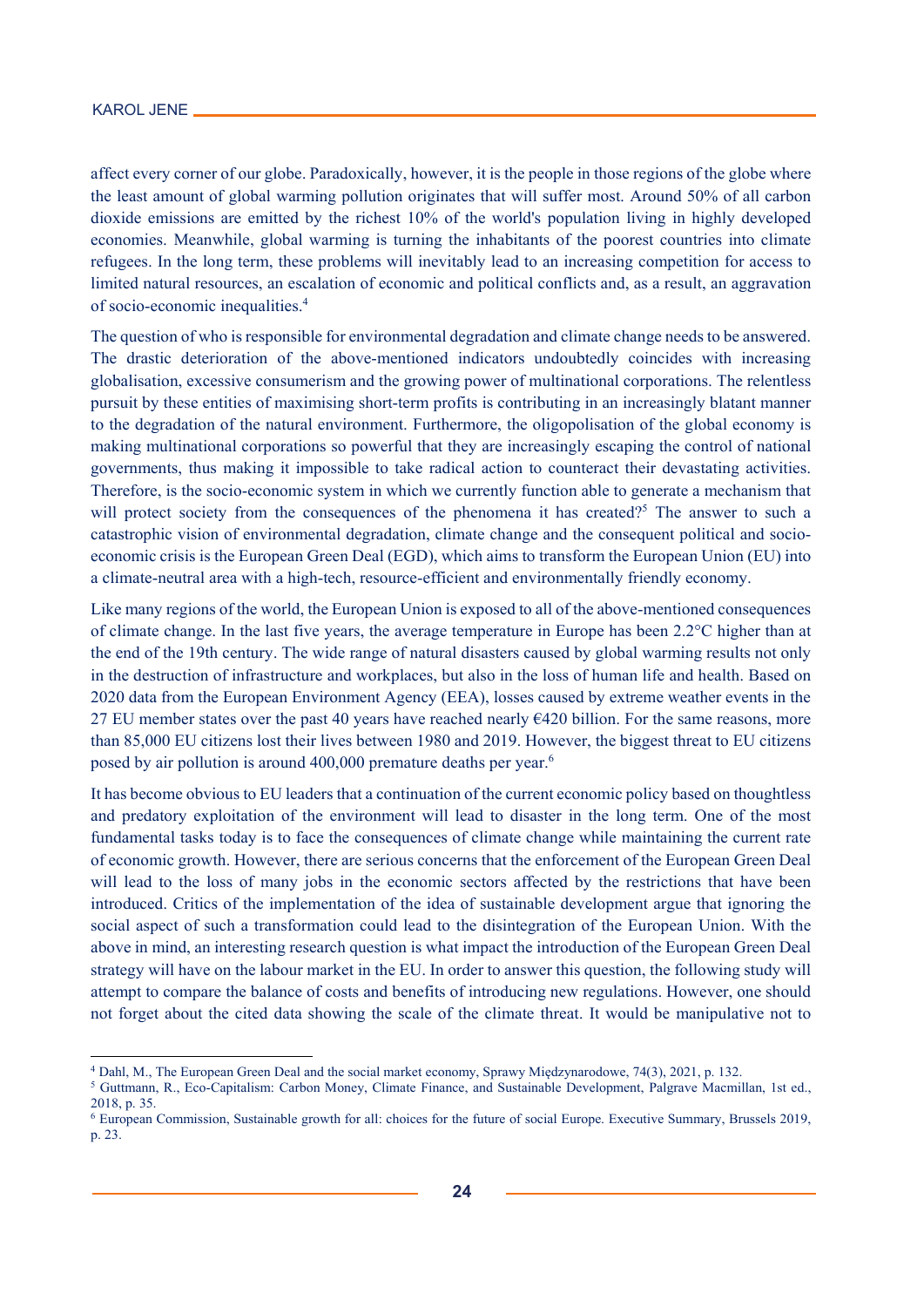affect every corner of our globe. Paradoxically, however, it is the people in those regions of the globe where the least amount of global warming pollution originates that will suffer most. Around 50% of all carbon dioxide emissions are emitted by the richest 10% of the world's population living in highly developed economies. Meanwhile, global warming is turning the inhabitants of the poorest countries into climate refugees. In the long term, these problems will inevitably lead to an increasing competition for access to limited natural resources, an escalation of economic and political conflicts and, as a result, an aggravation of socio-economic inequalities.[4]

The question of who is responsible for environmental degradation and climate change needs to be answered. The drastic deterioration of the above-mentioned indicators undoubtedly coincides with increasing globalisation, excessive consumerism and the growing power of multinational corporations. The relentless pursuit by these entities of maximising short-term profits is contributing in an increasingly blatant manner to the degradation of the natural environment. Furthermore, the oligopolisation of the global economy is making multinational corporations so powerful that they are increasingly escaping the control of national governments, thus making it impossible to take radical action to counteract their devastating activities. Therefore, is the socio-economic system in which we currently function able to generate a mechanism that will protect society from the consequences of the phenomena it has created?[5] The answer to such a catastrophic vision of environmental degradation, climate change and the consequent political and socio-economic crisis is the European Green Deal (EGD), which aims to transform the European Union (EU) into a climate-neutral area with a high-tech, resource-efficient and environmentally friendly economy.

Like many regions of the world, the European Union is exposed to all of the above-mentioned consequences of climate change. In the last five years, the average temperature in Europe has been 2.2°C higher than at the end of the 19th century. The wide range of natural disasters caused by global warming results not only in the destruction of infrastructure and workplaces, but also in the loss of human life and health. Based on 2020 data from the European Environment Agency (EEA), losses caused by extreme weather events in the 27 EU member states over the past 40 years have reached nearly €420 billion. For the same reasons, more than 85,000 EU citizens lost their lives between 1980 and 2019. However, the biggest threat to EU citizens posed by air pollution is around 400,000 premature deaths per year.[6]

It has become obvious to EU leaders that a continuation of the current economic policy based on thoughtless and predatory exploitation of the environment will lead to disaster in the long term. One of the most fundamental tasks today is to face the consequences of climate change while maintaining the current rate of economic growth. However, there are serious concerns that the enforcement of the European Green Deal will lead to the loss of many jobs in the economic sectors affected by the restrictions that have been introduced. Critics of the implementation of the idea of sustainable development argue that ignoring the social aspect of such a transformation could lead to the disintegration of the European Union. With the above in mind, an interesting research question is what impact the introduction of the European Green Deal strategy will have on the labour market in the EU. In order to answer this question, the following study will attempt to compare the balance of costs and benefits of introducing new regulations. However, one should not forget about the cited data showing the scale of the climate threat. It would be manipulative not to

---

[4] Dahl, M., The European Green Deal and the social market economy, Sprawy Międzynarodowe, 74(3), 2021, p. 132.

[5] Guttmann, R., Eco-Capitalism: Carbon Money, Climate Finance, and Sustainable Development, Palgrave Macmillan, 1st ed., 2018, p. 35.

[6] European Commission, Sustainable growth for all: choices for the future of social Europe. Executive Summary, Brussels 2019, p. 23.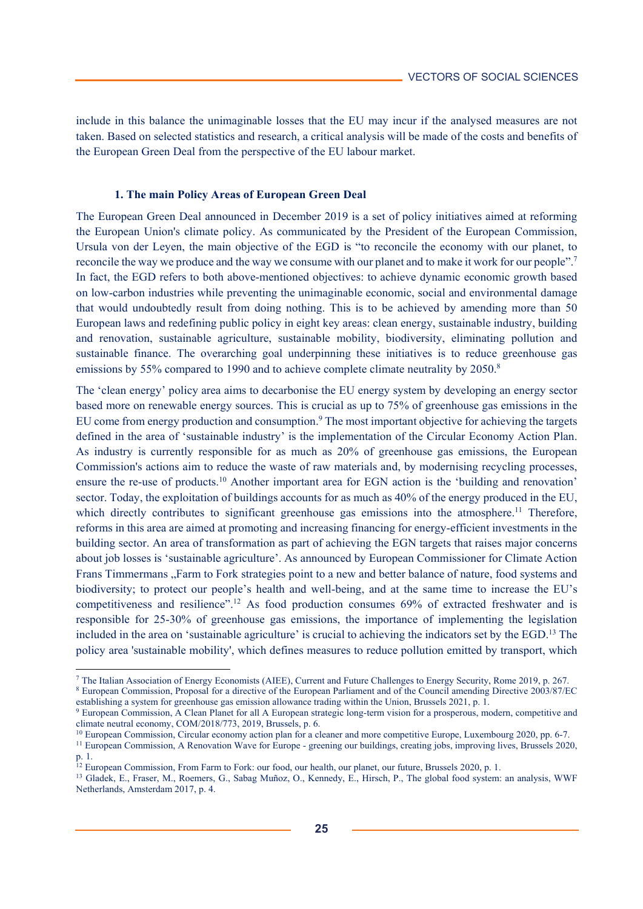include in this balance the unimaginable losses that the EU may incur if the analysed measures are not taken. Based on selected statistics and research, a critical analysis will be made of the costs and benefits of the European Green Deal from the perspective of the EU labour market.

## 1. The main Policy Areas of European Green Deal

The European Green Deal announced in December 2019 is a set of policy initiatives aimed at reforming the European Union's climate policy. As communicated by the President of the European Commission, Ursula von der Leyen, the main objective of the EGD is "to reconcile the economy with our planet, to reconcile the way we produce and the way we consume with our planet and to make it work for our people".[7] In fact, the EGD refers to both above-mentioned objectives: to achieve dynamic economic growth based on low-carbon industries while preventing the unimaginable economic, social and environmental damage that would undoubtedly result from doing nothing. This is to be achieved by amending more than 50 European laws and redefining public policy in eight key areas: clean energy, sustainable industry, building and renovation, sustainable agriculture, sustainable mobility, biodiversity, eliminating pollution and sustainable finance. The overarching goal underpinning these initiatives is to reduce greenhouse gas emissions by 55% compared to 1990 and to achieve complete climate neutrality by 2050.[8]

The 'clean energy' policy area aims to decarbonise the EU energy system by developing an energy sector based more on renewable energy sources. This is crucial as up to 75% of greenhouse gas emissions in the EU come from energy production and consumption.[9] The most important objective for achieving the targets defined in the area of 'sustainable industry' is the implementation of the Circular Economy Action Plan. As industry is currently responsible for as much as 20% of greenhouse gas emissions, the European Commission's actions aim to reduce the waste of raw materials and, by modernising recycling processes, ensure the re-use of products.[10] Another important area for EGN action is the 'building and renovation' sector. Today, the exploitation of buildings accounts for as much as 40% of the energy produced in the EU, which directly contributes to significant greenhouse gas emissions into the atmosphere.[11] Therefore, reforms in this area are aimed at promoting and increasing financing for energy-efficient investments in the building sector. An area of transformation as part of achieving the EGN targets that raises major concerns about job losses is 'sustainable agriculture'. As announced by European Commissioner for Climate Action Frans Timmermans „Farm to Fork strategies point to a new and better balance of nature, food systems and biodiversity; to protect our people's health and well-being, and at the same time to increase the EU's competitiveness and resilience".[12] As food production consumes 69% of extracted freshwater and is responsible for 25-30% of greenhouse gas emissions, the importance of implementing the legislation included in the area on 'sustainable agriculture' is crucial to achieving the indicators set by the EGD.[13] The policy area 'sustainable mobility', which defines measures to reduce pollution emitted by transport, which

---

[7] The Italian Association of Energy Economists (AIEE), Current and Future Challenges to Energy Security, Rome 2019, p. 267.

[8] European Commission, Proposal for a directive of the European Parliament and of the Council amending Directive 2003/87/EC establishing a system for greenhouse gas emission allowance trading within the Union, Brussels 2021, p. 1.

[9] European Commission, A Clean Planet for all A European strategic long-term vision for a prosperous, modern, competitive and climate neutral economy, COM/2018/773, 2019, Brussels, p. 6.

[10] European Commission, Circular economy action plan for a cleaner and more competitive Europe, Luxembourg 2020, pp. 6-7.

[11] European Commission, A Renovation Wave for Europe - greening our buildings, creating jobs, improving lives, Brussels 2020, p. 1.

[12] European Commission, From Farm to Fork: our food, our health, our planet, our future, Brussels 2020, p. 1.

[13] Gladek, E., Fraser, M., Roemers, G., Sabag Muñoz, O., Kennedy, E., Hirsch, P., The global food system: an analysis, WWF Netherlands, Amsterdam 2017, p. 4.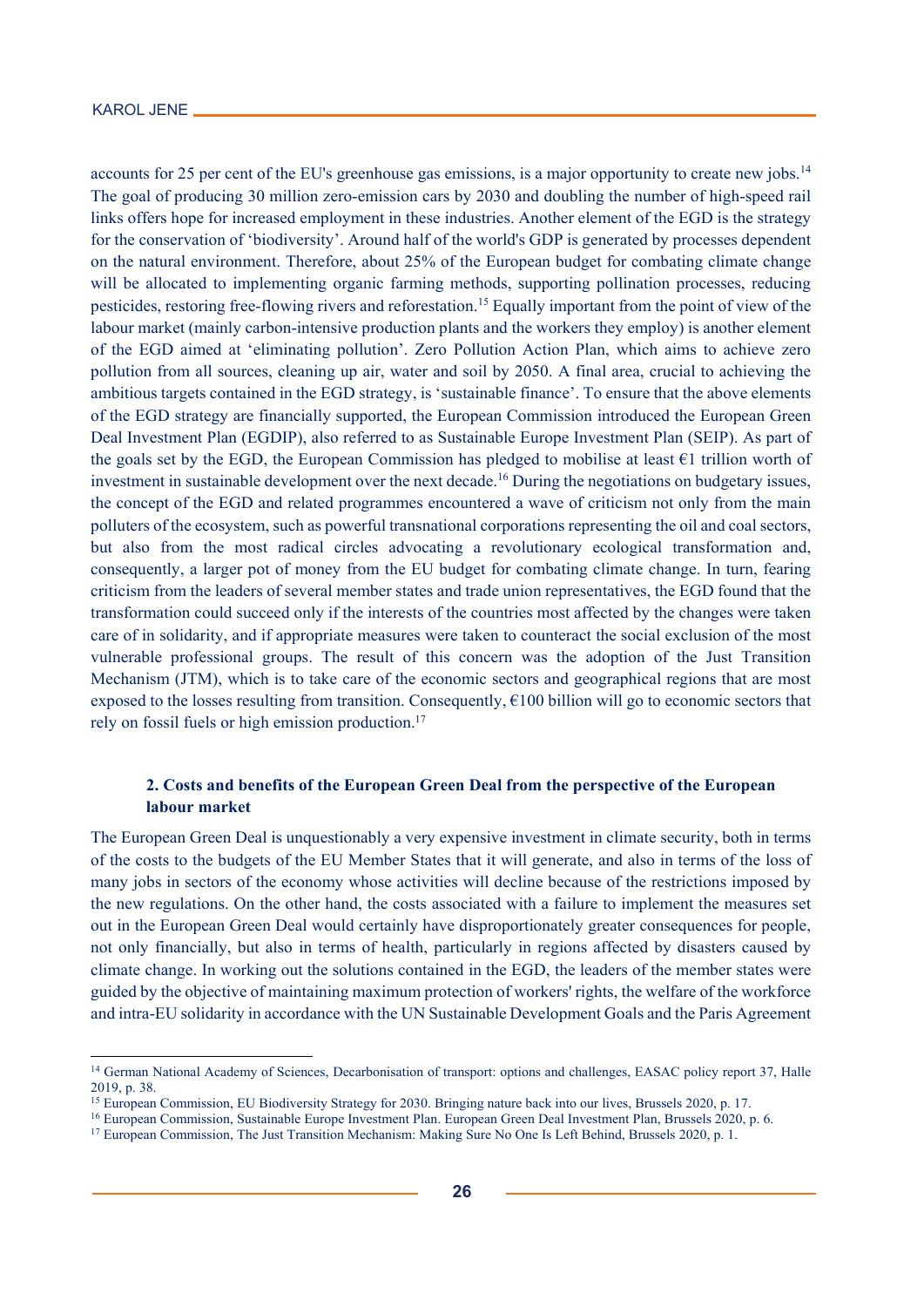accounts for 25 per cent of the EU's greenhouse gas emissions, is a major opportunity to create new jobs.[14] The goal of producing 30 million zero-emission cars by 2030 and doubling the number of high-speed rail links offers hope for increased employment in these industries. Another element of the EGD is the strategy for the conservation of 'biodiversity'. Around half of the world's GDP is generated by processes dependent on the natural environment. Therefore, about 25% of the European budget for combating climate change will be allocated to implementing organic farming methods, supporting pollination processes, reducing pesticides, restoring free-flowing rivers and reforestation.[15] Equally important from the point of view of the labour market (mainly carbon-intensive production plants and the workers they employ) is another element of the EGD aimed at 'eliminating pollution'. Zero Pollution Action Plan, which aims to achieve zero pollution from all sources, cleaning up air, water and soil by 2050. A final area, crucial to achieving the ambitious targets contained in the EGD strategy, is 'sustainable finance'. To ensure that the above elements of the EGD strategy are financially supported, the European Commission introduced the European Green Deal Investment Plan (EGDIP), also referred to as Sustainable Europe Investment Plan (SEIP). As part of the goals set by the EGD, the European Commission has pledged to mobilise at least €1 trillion worth of investment in sustainable development over the next decade.[16] During the negotiations on budgetary issues, the concept of the EGD and related programmes encountered a wave of criticism not only from the main polluters of the ecosystem, such as powerful transnational corporations representing the oil and coal sectors, but also from the most radical circles advocating a revolutionary ecological transformation and, consequently, a larger pot of money from the EU budget for combating climate change. In turn, fearing criticism from the leaders of several member states and trade union representatives, the EGD found that the transformation could succeed only if the interests of the countries most affected by the changes were taken care of in solidarity, and if appropriate measures were taken to counteract the social exclusion of the most vulnerable professional groups. The result of this concern was the adoption of the Just Transition Mechanism (JTM), which is to take care of the economic sectors and geographical regions that are most exposed to the losses resulting from transition. Consequently, €100 billion will go to economic sectors that rely on fossil fuels or high emission production.[17]

## 2. Costs and benefits of the European Green Deal from the perspective of the European labour market

The European Green Deal is unquestionably a very expensive investment in climate security, both in terms of the costs to the budgets of the EU Member States that it will generate, and also in terms of the loss of many jobs in sectors of the economy whose activities will decline because of the restrictions imposed by the new regulations. On the other hand, the costs associated with a failure to implement the measures set out in the European Green Deal would certainly have disproportionately greater consequences for people, not only financially, but also in terms of health, particularly in regions affected by disasters caused by climate change. In working out the solutions contained in the EGD, the leaders of the member states were guided by the objective of maintaining maximum protection of workers' rights, the welfare of the workforce and intra-EU solidarity in accordance with the UN Sustainable Development Goals and the Paris Agreement

---

[14] German National Academy of Sciences, Decarbonisation of transport: options and challenges, EASAC policy report 37, Halle 2019, p. 38.

[15] European Commission, EU Biodiversity Strategy for 2030. Bringing nature back into our lives, Brussels 2020, p. 17.

[16] European Commission, Sustainable Europe Investment Plan. European Green Deal Investment Plan, Brussels 2020, p. 6.

[17] European Commission, The Just Transition Mechanism: Making Sure No One Is Left Behind, Brussels 2020, p. 1.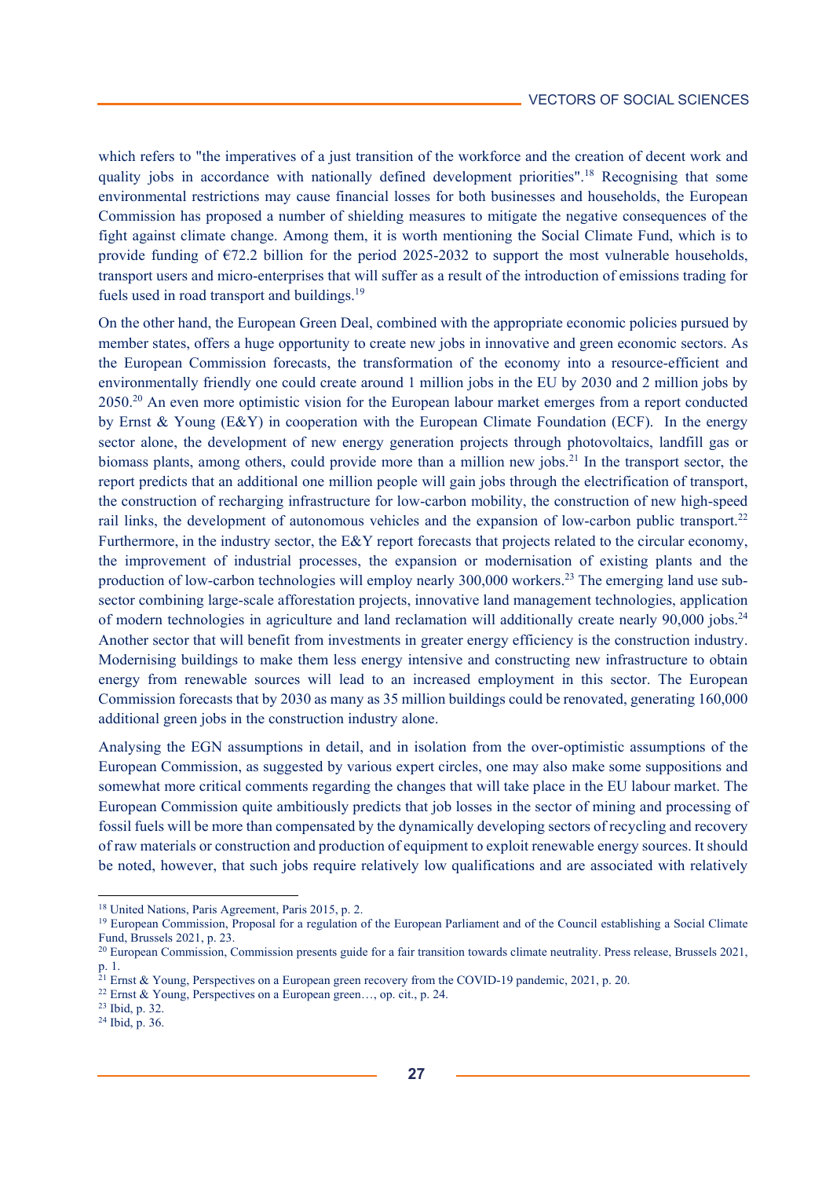which refers to "the imperatives of a just transition of the workforce and the creation of decent work and quality jobs in accordance with nationally defined development priorities".[18] Recognising that some environmental restrictions may cause financial losses for both businesses and households, the European Commission has proposed a number of shielding measures to mitigate the negative consequences of the fight against climate change. Among them, it is worth mentioning the Social Climate Fund, which is to provide funding of €72.2 billion for the period 2025-2032 to support the most vulnerable households, transport users and micro-enterprises that will suffer as a result of the introduction of emissions trading for fuels used in road transport and buildings.[19]

On the other hand, the European Green Deal, combined with the appropriate economic policies pursued by member states, offers a huge opportunity to create new jobs in innovative and green economic sectors. As the European Commission forecasts, the transformation of the economy into a resource-efficient and environmentally friendly one could create around 1 million jobs in the EU by 2030 and 2 million jobs by 2050.[20] An even more optimistic vision for the European labour market emerges from a report conducted by Ernst & Young (E&Y) in cooperation with the European Climate Foundation (ECF). In the energy sector alone, the development of new energy generation projects through photovoltaics, landfill gas or biomass plants, among others, could provide more than a million new jobs.[21] In the transport sector, the report predicts that an additional one million people will gain jobs through the electrification of transport, the construction of recharging infrastructure for low-carbon mobility, the construction of new high-speed rail links, the development of autonomous vehicles and the expansion of low-carbon public transport.[22] Furthermore, in the industry sector, the E&Y report forecasts that projects related to the circular economy, the improvement of industrial processes, the expansion or modernisation of existing plants and the production of low-carbon technologies will employ nearly 300,000 workers.[23] The emerging land use sub-sector combining large-scale afforestation projects, innovative land management technologies, application of modern technologies in agriculture and land reclamation will additionally create nearly 90,000 jobs.[24] Another sector that will benefit from investments in greater energy efficiency is the construction industry. Modernising buildings to make them less energy intensive and constructing new infrastructure to obtain energy from renewable sources will lead to an increased employment in this sector. The European Commission forecasts that by 2030 as many as 35 million buildings could be renovated, generating 160,000 additional green jobs in the construction industry alone.

Analysing the EGN assumptions in detail, and in isolation from the over-optimistic assumptions of the European Commission, as suggested by various expert circles, one may also make some suppositions and somewhat more critical comments regarding the changes that will take place in the EU labour market. The European Commission quite ambitiously predicts that job losses in the sector of mining and processing of fossil fuels will be more than compensated by the dynamically developing sectors of recycling and recovery of raw materials or construction and production of equipment to exploit renewable energy sources. It should be noted, however, that such jobs require relatively low qualifications and are associated with relatively

---

[18] United Nations, Paris Agreement, Paris 2015, p. 2.

[19] European Commission, Proposal for a regulation of the European Parliament and of the Council establishing a Social Climate Fund, Brussels 2021, p. 23.

[20] European Commission, Commission presents guide for a fair transition towards climate neutrality. Press release, Brussels 2021, p. 1.

[21] Ernst & Young, Perspectives on a European green recovery from the COVID-19 pandemic, 2021, p. 20.

[22] Ernst & Young, Perspectives on a European green…, op. cit., p. 24.

[23] Ibid, p. 32.

[24] Ibid, p. 36.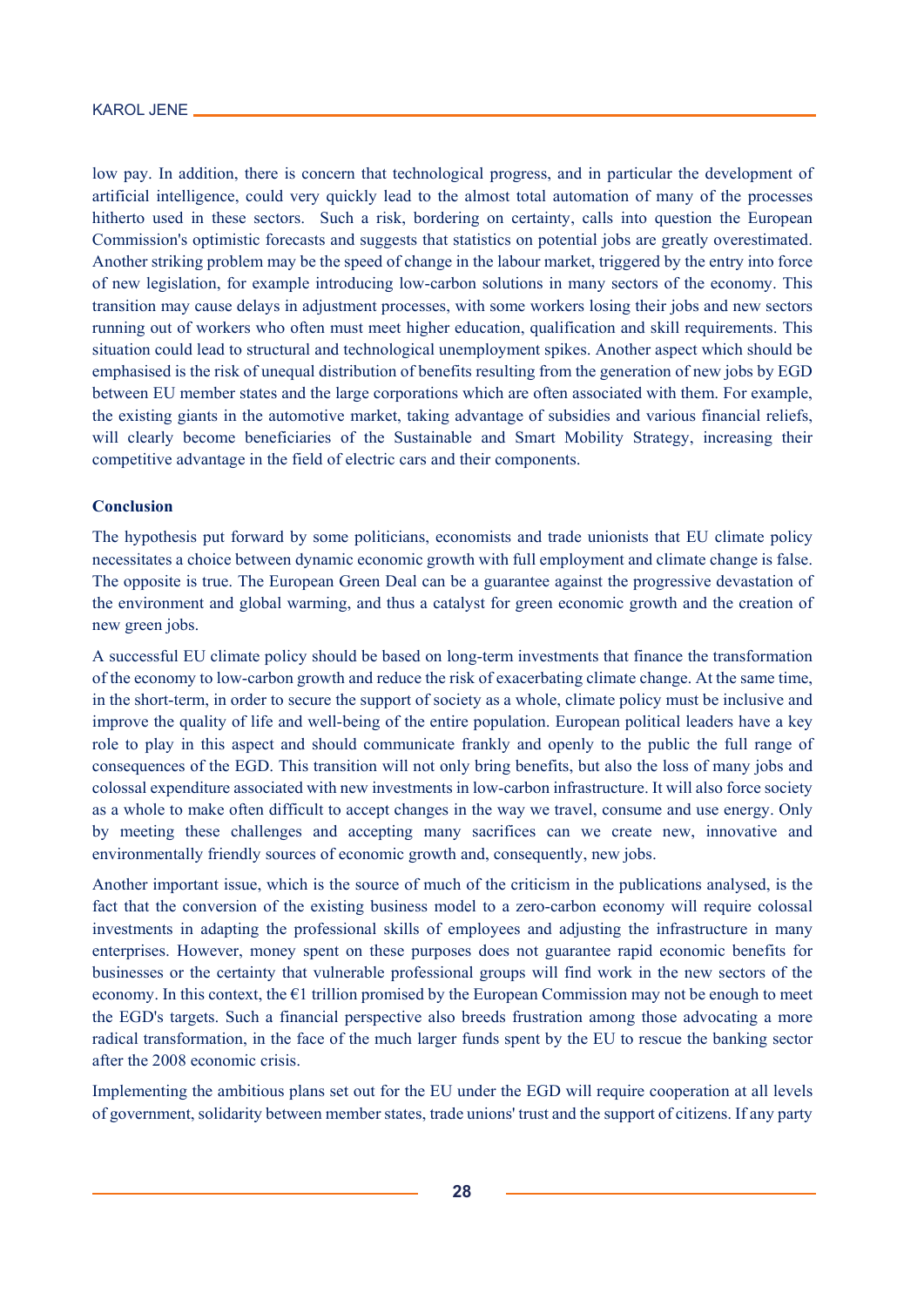low pay. In addition, there is concern that technological progress, and in particular the development of artificial intelligence, could very quickly lead to the almost total automation of many of the processes hitherto used in these sectors. Such a risk, bordering on certainty, calls into question the European Commission's optimistic forecasts and suggests that statistics on potential jobs are greatly overestimated. Another striking problem may be the speed of change in the labour market, triggered by the entry into force of new legislation, for example introducing low-carbon solutions in many sectors of the economy. This transition may cause delays in adjustment processes, with some workers losing their jobs and new sectors running out of workers who often must meet higher education, qualification and skill requirements. This situation could lead to structural and technological unemployment spikes. Another aspect which should be emphasised is the risk of unequal distribution of benefits resulting from the generation of new jobs by EGD between EU member states and the large corporations which are often associated with them. For example, the existing giants in the automotive market, taking advantage of subsidies and various financial reliefs, will clearly become beneficiaries of the Sustainable and Smart Mobility Strategy, increasing their competitive advantage in the field of electric cars and their components.

**Conclusion**

The hypothesis put forward by some politicians, economists and trade unionists that EU climate policy necessitates a choice between dynamic economic growth with full employment and climate change is false. The opposite is true. The European Green Deal can be a guarantee against the progressive devastation of the environment and global warming, and thus a catalyst for green economic growth and the creation of new green jobs.

A successful EU climate policy should be based on long-term investments that finance the transformation of the economy to low-carbon growth and reduce the risk of exacerbating climate change. At the same time, in the short-term, in order to secure the support of society as a whole, climate policy must be inclusive and improve the quality of life and well-being of the entire population. European political leaders have a key role to play in this aspect and should communicate frankly and openly to the public the full range of consequences of the EGD. This transition will not only bring benefits, but also the loss of many jobs and colossal expenditure associated with new investments in low-carbon infrastructure. It will also force society as a whole to make often difficult to accept changes in the way we travel, consume and use energy. Only by meeting these challenges and accepting many sacrifices can we create new, innovative and environmentally friendly sources of economic growth and, consequently, new jobs.

Another important issue, which is the source of much of the criticism in the publications analysed, is the fact that the conversion of the existing business model to a zero-carbon economy will require colossal investments in adapting the professional skills of employees and adjusting the infrastructure in many enterprises. However, money spent on these purposes does not guarantee rapid economic benefits for businesses or the certainty that vulnerable professional groups will find work in the new sectors of the economy. In this context, the €1 trillion promised by the European Commission may not be enough to meet the EGD's targets. Such a financial perspective also breeds frustration among those advocating a more radical transformation, in the face of the much larger funds spent by the EU to rescue the banking sector after the 2008 economic crisis.

Implementing the ambitious plans set out for the EU under the EGD will require cooperation at all levels of government, solidarity between member states, trade unions' trust and the support of citizens. If any party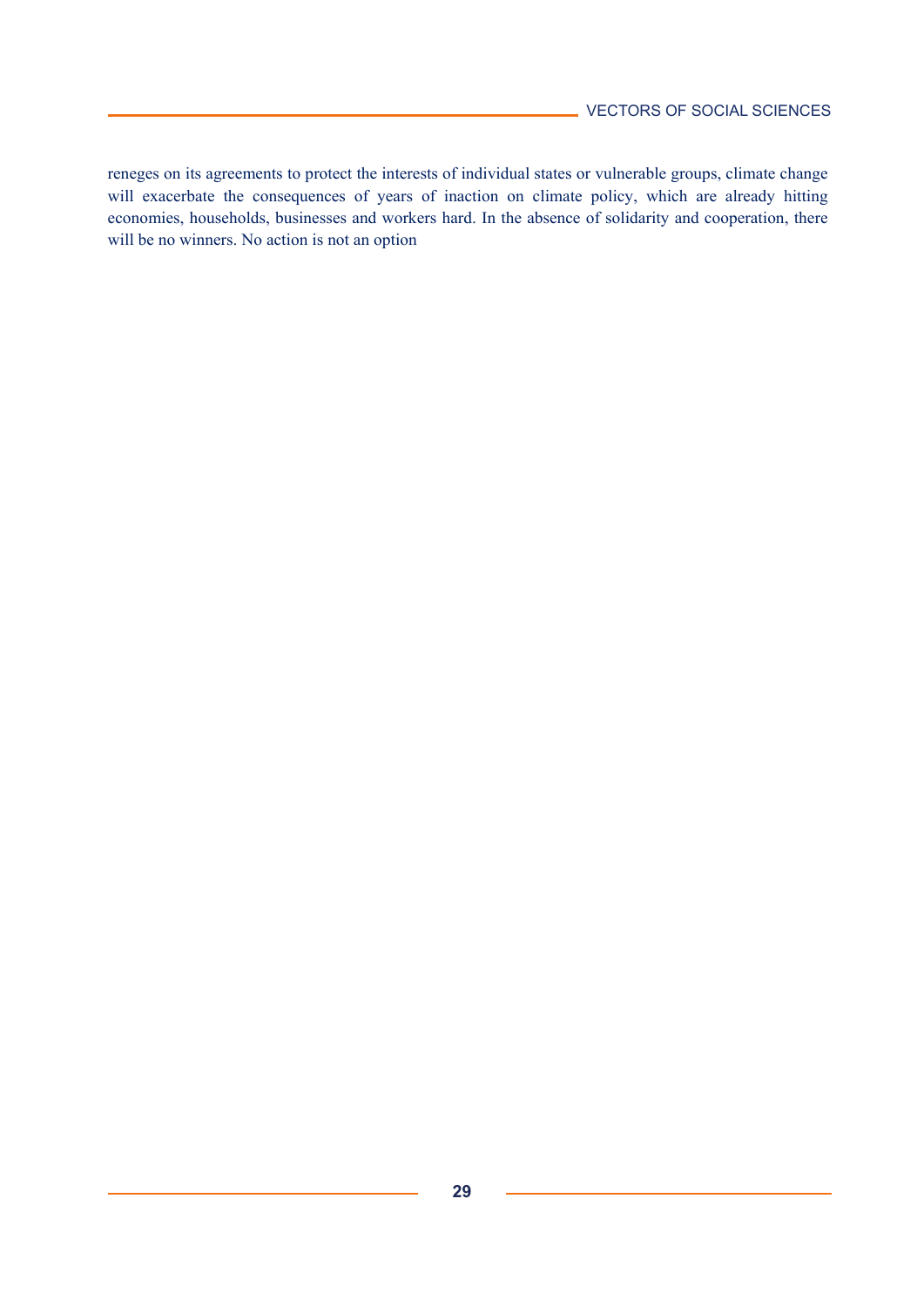reneges on its agreements to protect the interests of individual states or vulnerable groups, climate change will exacerbate the consequences of years of inaction on climate policy, which are already hitting economies, households, businesses and workers hard. In the absence of solidarity and cooperation, there will be no winners. No action is not an option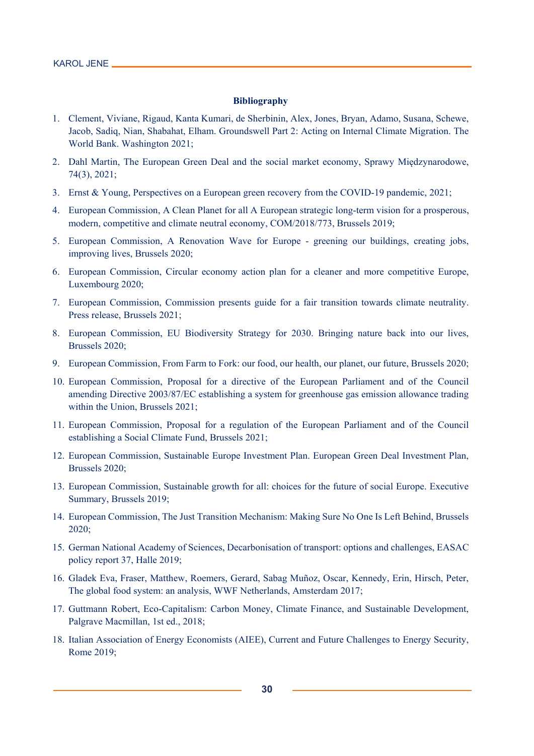**Bibliography**

1. Clement, Viviane, Rigaud, Kanta Kumari, de Sherbinin, Alex, Jones, Bryan, Adamo, Susana, Schewe, Jacob, Sadiq, Nian, Shabahat, Elham. Groundswell Part 2: Acting on Internal Climate Migration. The World Bank. Washington 2021;
2. Dahl Martin, The European Green Deal and the social market economy, Sprawy Międzynarodowe, 74(3), 2021;
3. Ernst & Young, Perspectives on a European green recovery from the COVID-19 pandemic, 2021;
4. European Commission, A Clean Planet for all A European strategic long-term vision for a prosperous, modern, competitive and climate neutral economy, COM/2018/773, Brussels 2019;
5. European Commission, A Renovation Wave for Europe - greening our buildings, creating jobs, improving lives, Brussels 2020;
6. European Commission, Circular economy action plan for a cleaner and more competitive Europe, Luxembourg 2020;
7. European Commission, Commission presents guide for a fair transition towards climate neutrality. Press release, Brussels 2021;
8. European Commission, EU Biodiversity Strategy for 2030. Bringing nature back into our lives, Brussels 2020;
9. European Commission, From Farm to Fork: our food, our health, our planet, our future, Brussels 2020;
10. European Commission, Proposal for a directive of the European Parliament and of the Council amending Directive 2003/87/EC establishing a system for greenhouse gas emission allowance trading within the Union, Brussels 2021;
11. European Commission, Proposal for a regulation of the European Parliament and of the Council establishing a Social Climate Fund, Brussels 2021;
12. European Commission, Sustainable Europe Investment Plan. European Green Deal Investment Plan, Brussels 2020;
13. European Commission, Sustainable growth for all: choices for the future of social Europe. Executive Summary, Brussels 2019;
14. European Commission, The Just Transition Mechanism: Making Sure No One Is Left Behind, Brussels 2020;
15. German National Academy of Sciences, Decarbonisation of transport: options and challenges, EASAC policy report 37, Halle 2019;
16. Gladek Eva, Fraser, Matthew, Roemers, Gerard, Sabag Muñoz, Oscar, Kennedy, Erin, Hirsch, Peter, The global food system: an analysis, WWF Netherlands, Amsterdam 2017;
17. Guttmann Robert, Eco-Capitalism: Carbon Money, Climate Finance, and Sustainable Development, Palgrave Macmillan, 1st ed., 2018;
18. Italian Association of Energy Economists (AIEE), Current and Future Challenges to Energy Security, Rome 2019;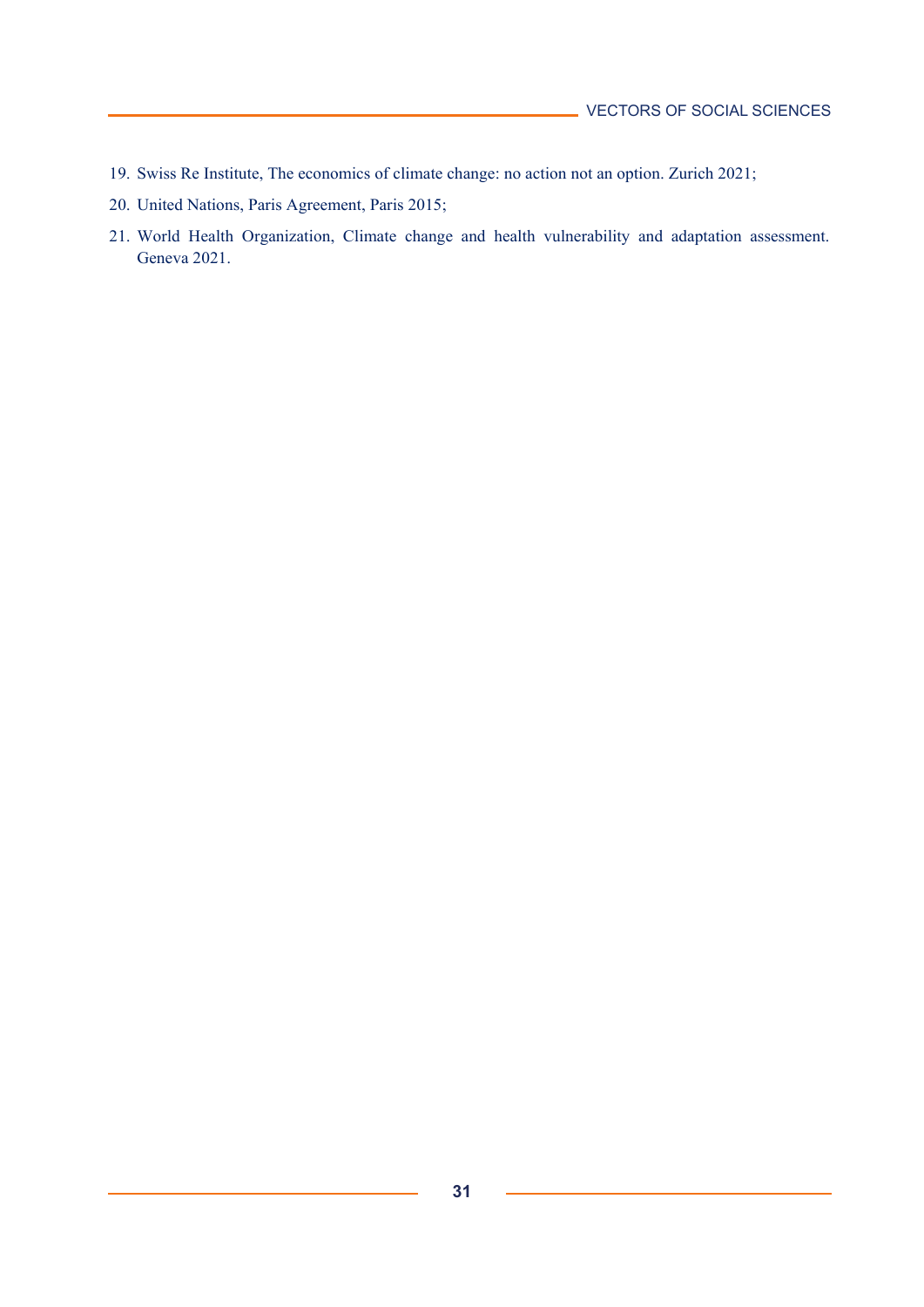19. Swiss Re Institute, The economics of climate change: no action not an option. Zurich 2021;
20. United Nations, Paris Agreement, Paris 2015;
21. World Health Organization, Climate change and health vulnerability and adaptation assessment. Geneva 2021.